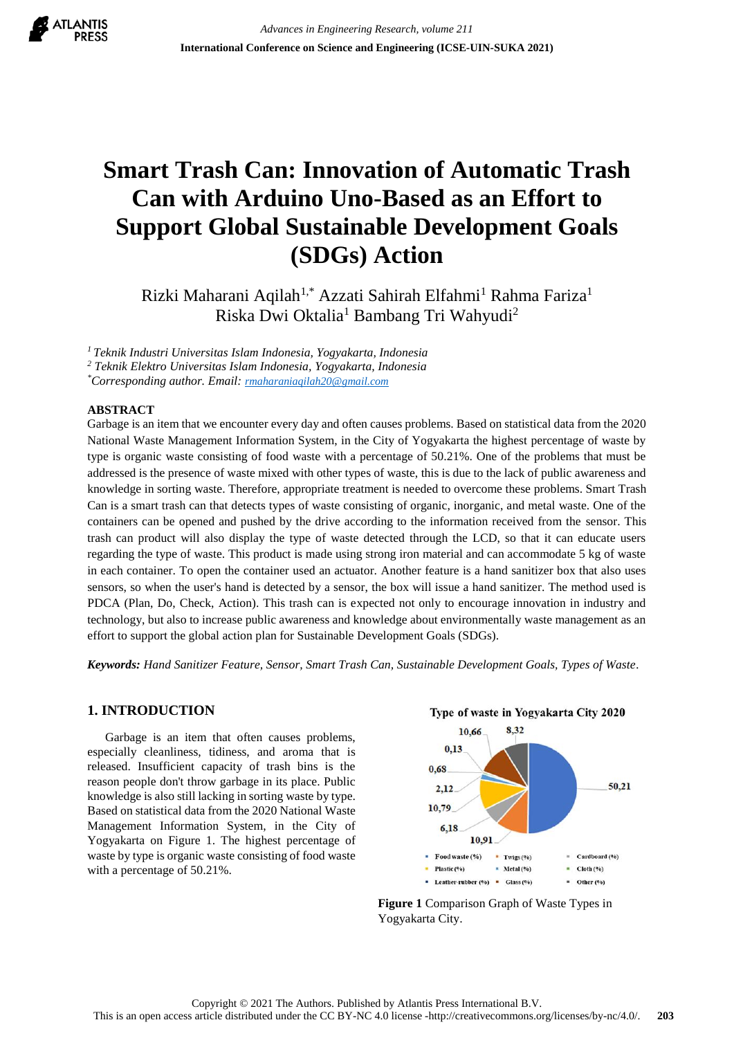# Smart Trash Can: Innovation of Automatic Trash Can with Arduino Uno-Based as an Effort to Support Global Sustainable Development Goals (SDGs) Action

Rizki Maharani Aqilah[1,*] Azzati Sahirah Elfahmi[1] Rahma Fariza[1] Riska Dwi Oktalia[1] Bambang Tri Wahyudi[2]

[1] *Teknik Industri Universitas Islam Indonesia, Yogyakarta, Indonesia*
[2] *Teknik Elektro Universitas Islam Indonesia, Yogyakarta, Indonesia*
[*] *Corresponding author. Email: rmaharaniaqilah20@gmail.com*

## ABSTRACT

Garbage is an item that we encounter every day and often causes problems. Based on statistical data from the 2020 National Waste Management Information System, in the City of Yogyakarta the highest percentage of waste by type is organic waste consisting of food waste with a percentage of 50.21%. One of the problems that must be addressed is the presence of waste mixed with other types of waste, this is due to the lack of public awareness and knowledge in sorting waste. Therefore, appropriate treatment is needed to overcome these problems. Smart Trash Can is a smart trash can that detects types of waste consisting of organic, inorganic, and metal waste. One of the containers can be opened and pushed by the drive according to the information received from the sensor. This trash can product will also display the type of waste detected through the LCD, so that it can educate users regarding the type of waste. This product is made using strong iron material and can accommodate 5 kg of waste in each container. To open the container used an actuator. Another feature is a hand sanitizer box that also uses sensors, so when the user's hand is detected by a sensor, the box will issue a hand sanitizer. The method used is PDCA (Plan, Do, Check, Action). This trash can is expected not only to encourage innovation in industry and technology, but also to increase public awareness and knowledge about environmentally waste management as an effort to support the global action plan for Sustainable Development Goals (SDGs).

***Keywords:** Hand Sanitizer Feature, Sensor, Smart Trash Can, Sustainable Development Goals, Types of Waste.*

## 1. INTRODUCTION

Garbage is an item that often causes problems, especially cleanliness, tidiness, and aroma that is released. Insufficient capacity of trash bins is the reason people don't throw garbage in its place. Public knowledge is also still lacking in sorting waste by type. Based on statistical data from the 2020 National Waste Management Information System, in the City of Yogyakarta on Figure 1. The highest percentage of waste by type is organic waste consisting of food waste with a percentage of 50.21%.

**Figure 1** Comparison Graph of Waste Types in Yogyakarta City.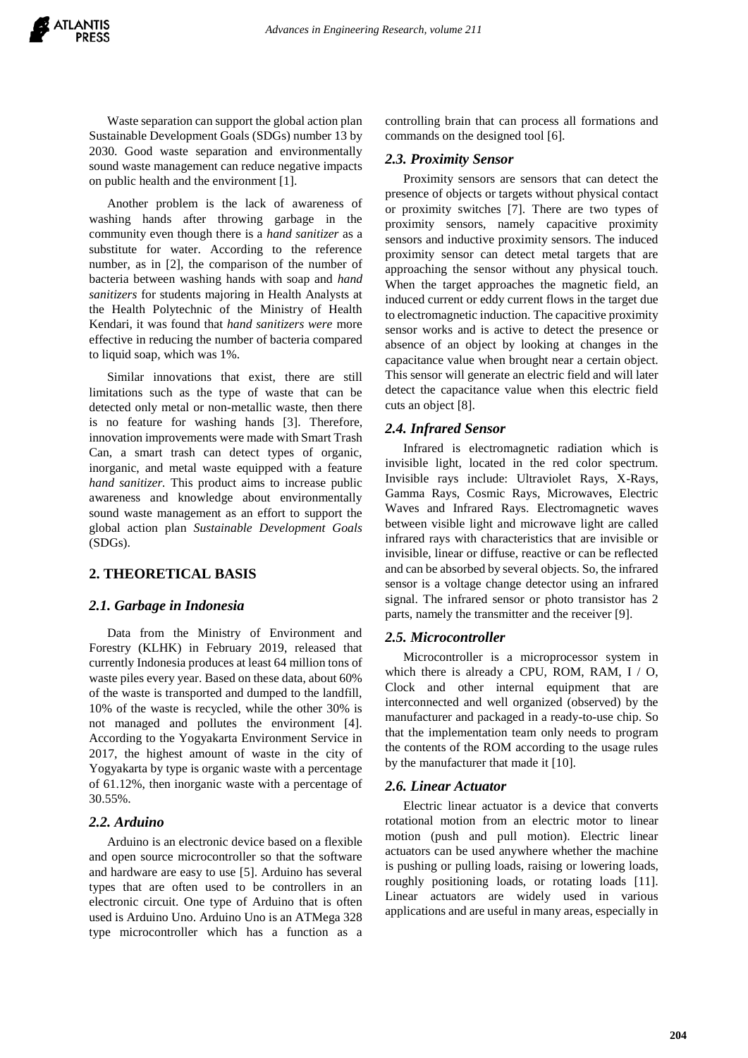Waste separation can support the global action plan Sustainable Development Goals (SDGs) number 13 by 2030. Good waste separation and environmentally sound waste management can reduce negative impacts on public health and the environment [1].

Another problem is the lack of awareness of washing hands after throwing garbage in the community even though there is a *hand sanitizer* as a substitute for water. According to the reference number, as in [2], the comparison of the number of bacteria between washing hands with soap and *hand sanitizers* for students majoring in Health Analysts at the Health Polytechnic of the Ministry of Health Kendari, it was found that *hand sanitizers were* more effective in reducing the number of bacteria compared to liquid soap, which was 1%.

Similar innovations that exist, there are still limitations such as the type of waste that can be detected only metal or non-metallic waste, then there is no feature for washing hands [3]. Therefore, innovation improvements were made with Smart Trash Can, a smart trash can detect types of organic, inorganic, and metal waste equipped with a feature *hand sanitizer.* This product aims to increase public awareness and knowledge about environmentally sound waste management as an effort to support the global action plan *Sustainable Development Goals* (SDGs).

## 2. THEORETICAL BASIS

### 2.1. Garbage in Indonesia

Data from the Ministry of Environment and Forestry (KLHK) in February 2019, released that currently Indonesia produces at least 64 million tons of waste piles every year. Based on these data, about 60% of the waste is transported and dumped to the landfill, 10% of the waste is recycled, while the other 30% is not managed and pollutes the environment [4]. According to the Yogyakarta Environment Service in 2017, the highest amount of waste in the city of Yogyakarta by type is organic waste with a percentage of 61.12%, then inorganic waste with a percentage of 30.55%.

### 2.2. Arduino

Arduino is an electronic device based on a flexible and open source microcontroller so that the software and hardware are easy to use [5]. Arduino has several types that are often used to be controllers in an electronic circuit. One type of Arduino that is often used is Arduino Uno. Arduino Uno is an ATMega 328 type microcontroller which has a function as a controlling brain that can process all formations and commands on the designed tool [6].

### 2.3. Proximity Sensor

Proximity sensors are sensors that can detect the presence of objects or targets without physical contact or proximity switches [7]. There are two types of proximity sensors, namely capacitive proximity sensors and inductive proximity sensors. The induced proximity sensor can detect metal targets that are approaching the sensor without any physical touch. When the target approaches the magnetic field, an induced current or eddy current flows in the target due to electromagnetic induction. The capacitive proximity sensor works and is active to detect the presence or absence of an object by looking at changes in the capacitance value when brought near a certain object. This sensor will generate an electric field and will later detect the capacitance value when this electric field cuts an object [8].

### 2.4. Infrared Sensor

Infrared is electromagnetic radiation which is invisible light, located in the red color spectrum. Invisible rays include: Ultraviolet Rays, X-Rays, Gamma Rays, Cosmic Rays, Microwaves, Electric Waves and Infrared Rays. Electromagnetic waves between visible light and microwave light are called infrared rays with characteristics that are invisible or invisible, linear or diffuse, reactive or can be reflected and can be absorbed by several objects. So, the infrared sensor is a voltage change detector using an infrared signal. The infrared sensor or photo transistor has 2 parts, namely the transmitter and the receiver [9].

### 2.5. Microcontroller

Microcontroller is a microprocessor system in which there is already a CPU, ROM, RAM, I / O, Clock and other internal equipment that are interconnected and well organized (observed) by the manufacturer and packaged in a ready-to-use chip. So that the implementation team only needs to program the contents of the ROM according to the usage rules by the manufacturer that made it [10].

### 2.6. Linear Actuator

Electric linear actuator is a device that converts rotational motion from an electric motor to linear motion (push and pull motion). Electric linear actuators can be used anywhere whether the machine is pushing or pulling loads, raising or lowering loads, roughly positioning loads, or rotating loads [11]. Linear actuators are widely used in various applications and are useful in many areas, especially in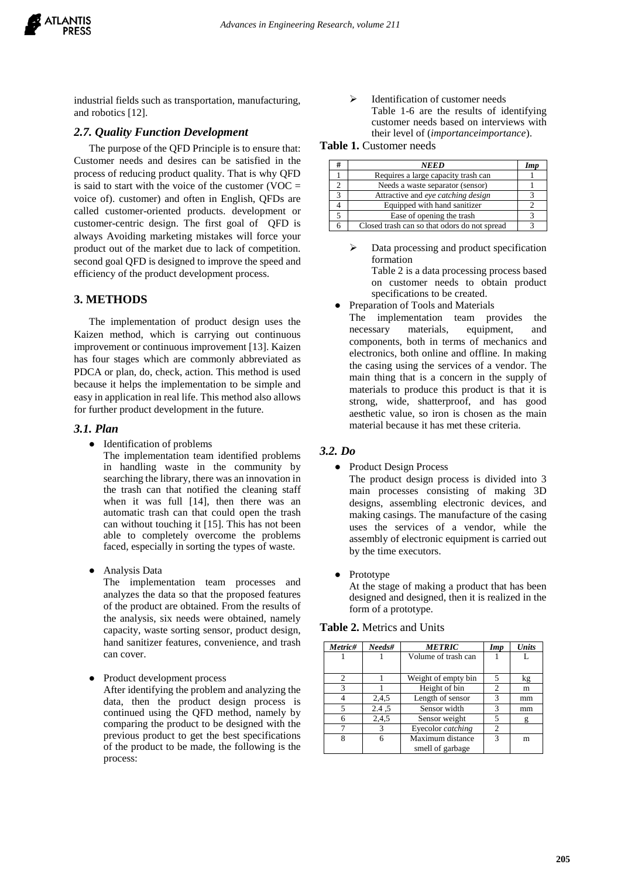industrial fields such as transportation, manufacturing, and robotics [12].

### *2.7. Quality Function Development*

The purpose of the QFD Principle is to ensure that: Customer needs and desires can be satisfied in the process of reducing product quality. That is why QFD is said to start with the voice of the customer (VOC = voice of). customer) and often in English, QFDs are called customer-oriented products. development or customer-centric design. The first goal of QFD is always Avoiding marketing mistakes will force your product out of the market due to lack of competition. second goal QFD is designed to improve the speed and efficiency of the product development process.

## 3. METHODS

The implementation of product design uses the Kaizen method, which is carrying out continuous improvement or continuous improvement [13]. Kaizen has four stages which are commonly abbreviated as PDCA or plan, do, check, action. This method is used because it helps the implementation to be simple and easy in application in real life. This method also allows for further product development in the future.

### *3.1. Plan*

- Identification of problems
  The implementation team identified problems in handling waste in the community by searching the library, there was an innovation in the trash can that notified the cleaning staff when it was full [14], then there was an automatic trash can that could open the trash can without touching it [15]. This has not been able to completely overcome the problems faced, especially in sorting the types of waste.

- Analysis Data
  The implementation team processes and analyzes the data so that the proposed features of the product are obtained. From the results of the analysis, six needs were obtained, namely capacity, waste sorting sensor, product design, hand sanitizer features, convenience, and trash can cover.

- Product development process
  After identifying the problem and analyzing the data, then the product design process is continued using the QFD method, namely by comparing the product to be designed with the previous product to get the best specifications of the product to be made, the following is the process:

  - Identification of customer needs
    Table 1-6 are the results of identifying customer needs based on interviews with their level of (*importanceimportance*).

**Table 1.** Customer needs

| # | *NEED* | *Imp* |
|---|---|---|
| 1 | Requires a large capacity trash can | 1 |
| 2 | Needs a waste separator (sensor) | 1 |
| 3 | Attractive and *eye catching design* | 3 |
| 4 | Equipped with hand sanitizer | 2 |
| 5 | Ease of opening the trash | 3 |
| 6 | Closed trash can so that odors do not spread | 3 |

  - Data processing and product specification formation
    Table 2 is a data processing process based on customer needs to obtain product specifications to be created.

- Preparation of Tools and Materials
  The implementation team provides the necessary materials, equipment, and components, both in terms of mechanics and electronics, both online and offline. In making the casing using the services of a vendor. The main thing that is a concern in the supply of materials to produce this product is that it is strong, wide, shatterproof, and has good aesthetic value, so iron is chosen as the main material because it has met these criteria.

### *3.2. Do*

- Product Design Process
  The product design process is divided into 3 main processes consisting of making 3D designs, assembling electronic devices, and making casings. The manufacture of the casing uses the services of a vendor, while the assembly of electronic equipment is carried out by the time executors.

- Prototype
  At the stage of making a product that has been designed and designed, then it is realized in the form of a prototype.

**Table 2.** Metrics and Units

| *Metric#* | *Needs#* | *METRIC* | *Imp* | *Units* |
|---|---|---|---|---|
| 1 | 1 | Volume of trash can | 1 | L |
| 2 | 1 | Weight of empty bin | 5 | kg |
| 3 | 1 | Height of bin | 2 | m |
| 4 | 2,4,5 | Length of sensor | 3 | mm |
| 5 | 2.4 ,5 | Sensor width | 3 | mm |
| 6 | 2,4,5 | Sensor weight | 5 | g |
| 7 | 3 | Eyecolor *catching* | 2 | |
| 8 | 6 | Maximum distance smell of garbage | 3 | m |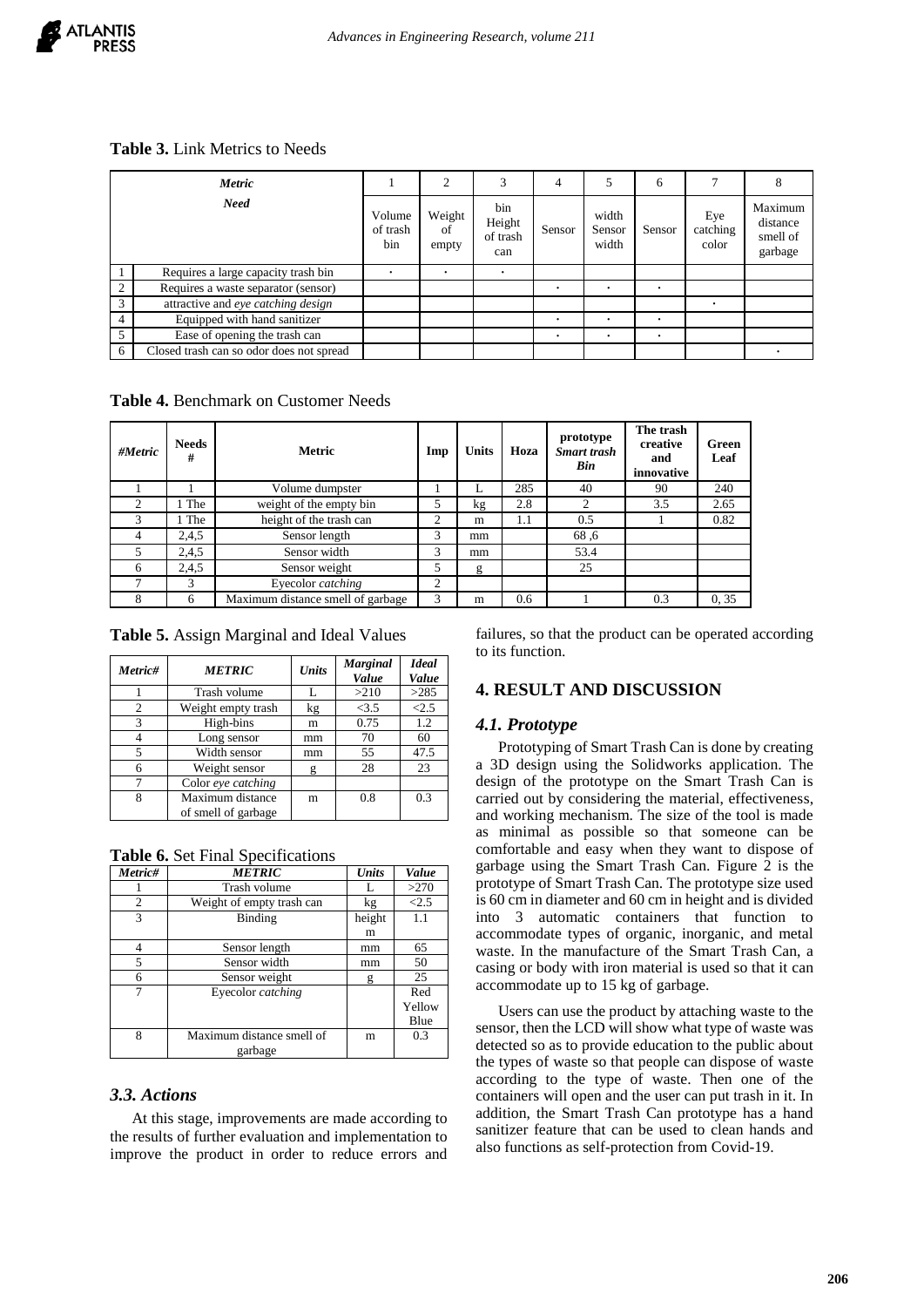**Table 3.** Link Metrics to Needs

| | *Metric* | 1 | 2 | 3 | 4 | 5 | 6 | 7 | 8 |
|---|---|---|---|---|---|---|---|---|---|
| | *Need* | Volume of trash bin | Weight of empty | bin Height of trash can | Sensor | width Sensor width | Sensor | Eye catching color | Maximum distance smell of garbage |
| 1 | Requires a large capacity trash bin | • | • | • | | | | | |
| 2 | Requires a waste separator (sensor) | | | | • | • | • | | |
| 3 | attractive and *eye catching design* | | | | | | | • | |
| 4 | Equipped with hand sanitizer | | | | • | • | • | | |
| 5 | Ease of opening the trash can | | | | • | • | • | | |
| 6 | Closed trash can so odor does not spread | | | | | | | | • |

**Table 4.** Benchmark on Customer Needs

| *#Metric* | Needs # | Metric | Imp | Units | Hoza | prototype *Smart trash Bin* | The trash creative and innovative | Green Leaf |
|---|---|---|---|---|---|---|---|---|
| 1 | 1 | Volume dumpster | 1 | L | 285 | 40 | 90 | 240 |
| 2 | 1 The | weight of the empty bin | 5 | kg | 2.8 | 2 | 3.5 | 2.65 |
| 3 | 1 The | height of the trash can | 2 | m | 1.1 | 0.5 | 1 | 0.82 |
| 4 | 2,4,5 | Sensor length | 3 | mm | | 68 ,6 | | |
| 5 | 2,4,5 | Sensor width | 3 | mm | | 53.4 | | |
| 6 | 2,4,5 | Sensor weight | 5 | g | | 25 | | |
| 7 | 3 | Eyecolor *catching* | 2 | | | | | |
| 8 | 6 | Maximum distance smell of garbage | 3 | m | 0.6 | 1 | 0.3 | 0, 35 |

**Table 5.** Assign Marginal and Ideal Values

| *Metric#* | *METRIC* | *Units* | *Marginal Value* | *Ideal Value* |
|---|---|---|---|---|
| 1 | Trash volume | L | >210 | >285 |
| 2 | Weight empty trash | kg | <3.5 | <2.5 |
| 3 | High-bins | m | 0.75 | 1.2 |
| 4 | Long sensor | mm | 70 | 60 |
| 5 | Width sensor | mm | 55 | 47.5 |
| 6 | Weight sensor | g | 28 | 23 |
| 7 | Color *eye catching* | | | |
| 8 | Maximum distance of smell of garbage | m | 0.8 | 0.3 |

**Table 6.** Set Final Specifications

| *Metric#* | *METRIC* | *Units* | *Value* |
|---|---|---|---|
| 1 | Trash volume | L | >270 |
| 2 | Weight of empty trash can | kg | <2.5 |
| 3 | Binding | height m | 1.1 |
| 4 | Sensor length | mm | 65 |
| 5 | Sensor width | mm | 50 |
| 6 | Sensor weight | g | 25 |
| 7 | Eyecolor *catching* | | Red Yellow Blue |
| 8 | Maximum distance smell of garbage | m | 0.3 |

### *3.3. Actions*

At this stage, improvements are made according to the results of further evaluation and implementation to improve the product in order to reduce errors and failures, so that the product can be operated according to its function.

## 4. RESULT AND DISCUSSION

### *4.1. Prototype*

Prototyping of Smart Trash Can is done by creating a 3D design using the Solidworks application. The design of the prototype on the Smart Trash Can is carried out by considering the material, effectiveness, and working mechanism. The size of the tool is made as minimal as possible so that someone can be comfortable and easy when they want to dispose of garbage using the Smart Trash Can. Figure 2 is the prototype of Smart Trash Can. The prototype size used is 60 cm in diameter and 60 cm in height and is divided into 3 automatic containers that function to accommodate types of organic, inorganic, and metal waste. In the manufacture of the Smart Trash Can, a casing or body with iron material is used so that it can accommodate up to 15 kg of garbage.

Users can use the product by attaching waste to the sensor, then the LCD will show what type of waste was detected so as to provide education to the public about the types of waste so that people can dispose of waste according to the type of waste. Then one of the containers will open and the user can put trash in it. In addition, the Smart Trash Can prototype has a hand sanitizer feature that can be used to clean hands and also functions as self-protection from Covid-19.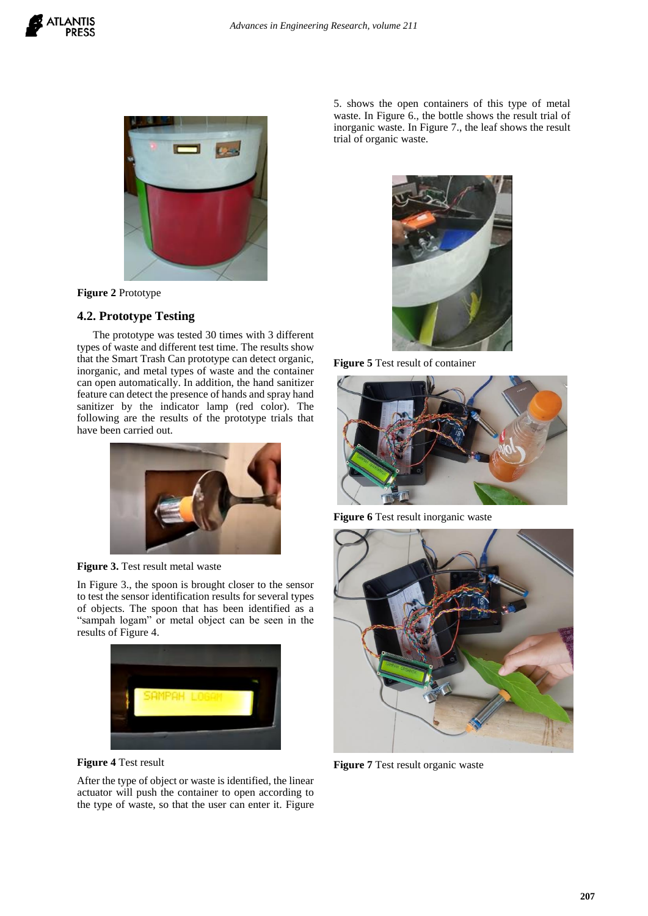Figure 2 Prototype

### 4.2. Prototype Testing

The prototype was tested 30 times with 3 different types of waste and different test time. The results show that the Smart Trash Can prototype can detect organic, inorganic, and metal types of waste and the container can open automatically. In addition, the hand sanitizer feature can detect the presence of hands and spray hand sanitizer by the indicator lamp (red color). The following are the results of the prototype trials that have been carried out.

**Figure 3.** Test result metal waste

In Figure 3., the spoon is brought closer to the sensor to test the sensor identification results for several types of objects. The spoon that has been identified as a "sampah logam" or metal object can be seen in the results of Figure 4.

**Figure 4** Test result

After the type of object or waste is identified, the linear actuator will push the container to open according to the type of waste, so that the user can enter it. Figure 5. shows the open containers of this type of metal waste. In Figure 6., the bottle shows the result trial of inorganic waste. In Figure 7., the leaf shows the result trial of organic waste.

**Figure 5** Test result of container

**Figure 6** Test result inorganic waste

**Figure 7** Test result organic waste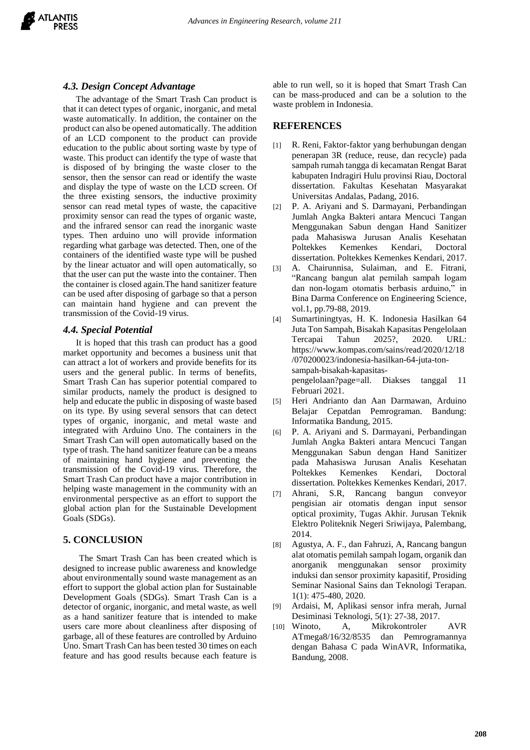### *4.3. Design Concept Advantage*

The advantage of the Smart Trash Can product is that it can detect types of organic, inorganic, and metal waste automatically. In addition, the container on the product can also be opened automatically. The addition of an LCD component to the product can provide education to the public about sorting waste by type of waste. This product can identify the type of waste that is disposed of by bringing the waste closer to the sensor, then the sensor can read or identify the waste and display the type of waste on the LCD screen. Of the three existing sensors, the inductive proximity sensor can read metal types of waste, the capacitive proximity sensor can read the types of organic waste, and the infrared sensor can read the inorganic waste types. Then arduino uno will provide information regarding what garbage was detected. Then, one of the containers of the identified waste type will be pushed by the linear actuator and will open automatically, so that the user can put the waste into the container. Then the container is closed again.The hand sanitizer feature can be used after disposing of garbage so that a person can maintain hand hygiene and can prevent the transmission of the Covid-19 virus.

### *4.4. Special Potential*

It is hoped that this trash can product has a good market opportunity and becomes a business unit that can attract a lot of workers and provide benefits for its users and the general public. In terms of benefits, Smart Trash Can has superior potential compared to similar products, namely the product is designed to help and educate the public in disposing of waste based on its type. By using several sensors that can detect types of organic, inorganic, and metal waste and integrated with Arduino Uno. The containers in the Smart Trash Can will open automatically based on the type of trash. The hand sanitizer feature can be a means of maintaining hand hygiene and preventing the transmission of the Covid-19 virus. Therefore, the Smart Trash Can product have a major contribution in helping waste management in the community with an environmental perspective as an effort to support the global action plan for the Sustainable Development Goals (SDGs).

## **5. CONCLUSION**

The Smart Trash Can has been created which is designed to increase public awareness and knowledge about environmentally sound waste management as an effort to support the global action plan for Sustainable Development Goals (SDGs). Smart Trash Can is a detector of organic, inorganic, and metal waste, as well as a hand sanitizer feature that is intended to make users care more about cleanliness after disposing of garbage, all of these features are controlled by Arduino Uno. Smart Trash Can has been tested 30 times on each feature and has good results because each feature is able to run well, so it is hoped that Smart Trash Can can be mass-produced and can be a solution to the waste problem in Indonesia.

## **REFERENCES**

[1] R. Reni, Faktor-faktor yang berhubungan dengan penerapan 3R (reduce, reuse, dan recycle) pada sampah rumah tangga di kecamatan Rengat Barat kabupaten Indragiri Hulu provinsi Riau, Doctoral dissertation. Fakultas Kesehatan Masyarakat Universitas Andalas, Padang, 2016.

[2] P. A. Ariyani and S. Darmayani, Perbandingan Jumlah Angka Bakteri antara Mencuci Tangan Menggunakan Sabun dengan Hand Sanitizer pada Mahasiswa Jurusan Analis Kesehatan Poltekkes Kemenkes Kendari, Doctoral dissertation. Poltekkes Kemenkes Kendari, 2017.

[3] A. Chairunnisa, Sulaiman, and E. Fitrani, "Rancang bangun alat pemilah sampah logam dan non-logam otomatis berbasis arduino," in Bina Darma Conference on Engineering Science, vol.1, pp.79-88, 2019.

[4] Sumartiningtyas, H. K. Indonesia Hasilkan 64 Juta Ton Sampah, Bisakah Kapasitas Pengelolaan Tercapai Tahun 2025?, 2020. URL: https://www.kompas.com/sains/read/2020/12/18/070200023/indonesia-hasilkan-64-juta-ton-sampah-bisakah-kapasitas-pengelolaan?page=all. Diakses tanggal 11 Februari 2021.

[5] Heri Andrianto dan Aan Darmawan, Arduino Belajar Cepatdan Pemrograman. Bandung: Informatika Bandung, 2015.

[6] P. A. Ariyani and S. Darmayani, Perbandingan Jumlah Angka Bakteri antara Mencuci Tangan Menggunakan Sabun dengan Hand Sanitizer pada Mahasiswa Jurusan Analis Kesehatan Poltekkes Kemenkes Kendari, Doctoral dissertation. Poltekkes Kemenkes Kendari, 2017.

[7] Ahrani, S.R, Rancang bangun conveyor pengisian air otomatis dengan input sensor optical proximity, Tugas Akhir. Jurusan Teknik Elektro Politeknik Negeri Sriwijaya, Palembang, 2014.

[8] Agustya, A. F., dan Fahruzi, A, Rancang bangun alat otomatis pemilah sampah logam, organik dan anorganik menggunakan sensor proximity induksi dan sensor proximity kapasitif, Prosiding Seminar Nasional Sains dan Teknologi Terapan. 1(1): 475-480, 2020.

[9] Ardaisi, M, Aplikasi sensor infra merah, Jurnal Desiminasi Teknologi, 5(1): 27-38, 2017.

[10] Winoto, A, Mikrokontroler AVR ATmega8/16/32/8535 dan Pemrogramannya dengan Bahasa C pada WinAVR, Informatika, Bandung, 2008.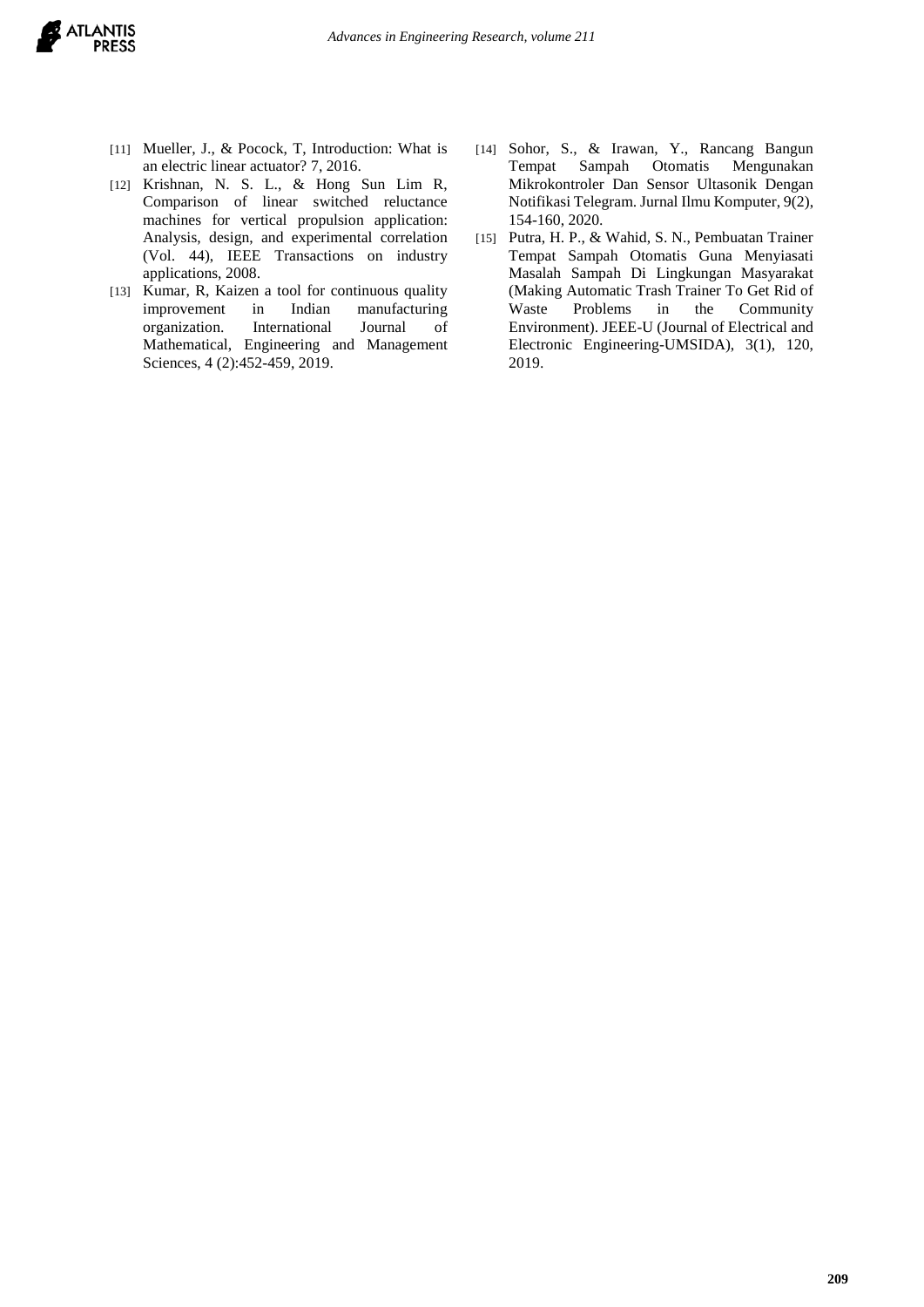[11] Mueller, J., & Pocock, T, Introduction: What is an electric linear actuator? 7, 2016.

[12] Krishnan, N. S. L., & Hong Sun Lim R, Comparison of linear switched reluctance machines for vertical propulsion application: Analysis, design, and experimental correlation (Vol. 44), IEEE Transactions on industry applications, 2008.

[13] Kumar, R, Kaizen a tool for continuous quality improvement in Indian manufacturing organization. International Journal of Mathematical, Engineering and Management Sciences, 4 (2):452-459, 2019.

[14] Sohor, S., & Irawan, Y., Rancang Bangun Tempat Sampah Otomatis Mengunakan Mikrokontroler Dan Sensor Ultasonik Dengan Notifikasi Telegram. Jurnal Ilmu Komputer, 9(2), 154-160, 2020.

[15] Putra, H. P., & Wahid, S. N., Pembuatan Trainer Tempat Sampah Otomatis Guna Menyiasati Masalah Sampah Di Lingkungan Masyarakat (Making Automatic Trash Trainer To Get Rid of Waste Problems in the Community Environment). JEEE-U (Journal of Electrical and Electronic Engineering-UMSIDA), 3(1), 120, 2019.